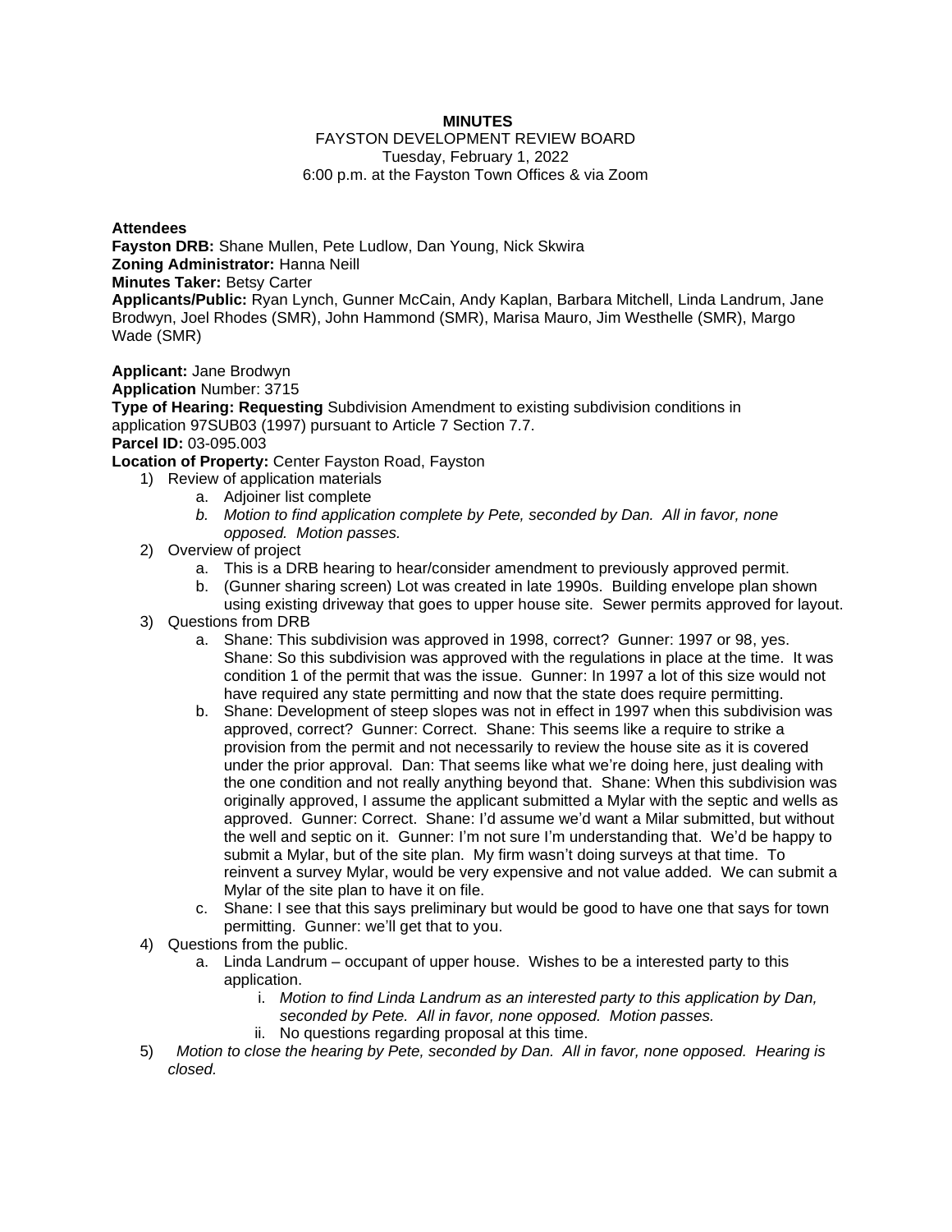**MINUTES**

FAYSTON DEVELOPMENT REVIEW BOARD
Tuesday, February 1, 2022
6:00 p.m. at the Fayston Town Offices & via Zoom

**Attendees**

**Fayston DRB:** Shane Mullen, Pete Ludlow, Dan Young, Nick Skwira
**Zoning Administrator:** Hanna Neill
**Minutes Taker:** Betsy Carter
**Applicants/Public:** Ryan Lynch, Gunner McCain, Andy Kaplan, Barbara Mitchell, Linda Landrum, Jane Brodwyn, Joel Rhodes (SMR), John Hammond (SMR), Marisa Mauro, Jim Westhelle (SMR), Margo Wade (SMR)

**Applicant:** Jane Brodwyn
**Application** Number: 3715
**Type of Hearing: Requesting** Subdivision Amendment to existing subdivision conditions in application 97SUB03 (1997) pursuant to Article 7 Section 7.7.
**Parcel ID:** 03-095.003
**Location of Property:** Center Fayston Road, Fayston

1) Review of application materials
   a. Adjoiner list complete
   b. *Motion to find application complete by Pete, seconded by Dan. All in favor, none opposed. Motion passes.*
2) Overview of project
   a. This is a DRB hearing to hear/consider amendment to previously approved permit.
   b. (Gunner sharing screen) Lot was created in late 1990s. Building envelope plan shown using existing driveway that goes to upper house site. Sewer permits approved for layout.
3) Questions from DRB
   a. Shane: This subdivision was approved in 1998, correct? Gunner: 1997 or 98, yes. Shane: So this subdivision was approved with the regulations in place at the time. It was condition 1 of the permit that was the issue. Gunner: In 1997 a lot of this size would not have required any state permitting and now that the state does require permitting.
   b. Shane: Development of steep slopes was not in effect in 1997 when this subdivision was approved, correct? Gunner: Correct. Shane: This seems like a require to strike a provision from the permit and not necessarily to review the house site as it is covered under the prior approval. Dan: That seems like what we're doing here, just dealing with the one condition and not really anything beyond that. Shane: When this subdivision was originally approved, I assume the applicant submitted a Mylar with the septic and wells as approved. Gunner: Correct. Shane: I'd assume we'd want a Milar submitted, but without the well and septic on it. Gunner: I'm not sure I'm understanding that. We'd be happy to submit a Mylar, but of the site plan. My firm wasn't doing surveys at that time. To reinvent a survey Mylar, would be very expensive and not value added. We can submit a Mylar of the site plan to have it on file.
   c. Shane: I see that this says preliminary but would be good to have one that says for town permitting. Gunner: we'll get that to you.
4) Questions from the public.
   a. Linda Landrum – occupant of upper house. Wishes to be a interested party to this application.
      i. *Motion to find Linda Landrum as an interested party to this application by Dan, seconded by Pete. All in favor, none opposed. Motion passes.*
      ii. No questions regarding proposal at this time.
5) *Motion to close the hearing by Pete, seconded by Dan. All in favor, none opposed. Hearing is closed.*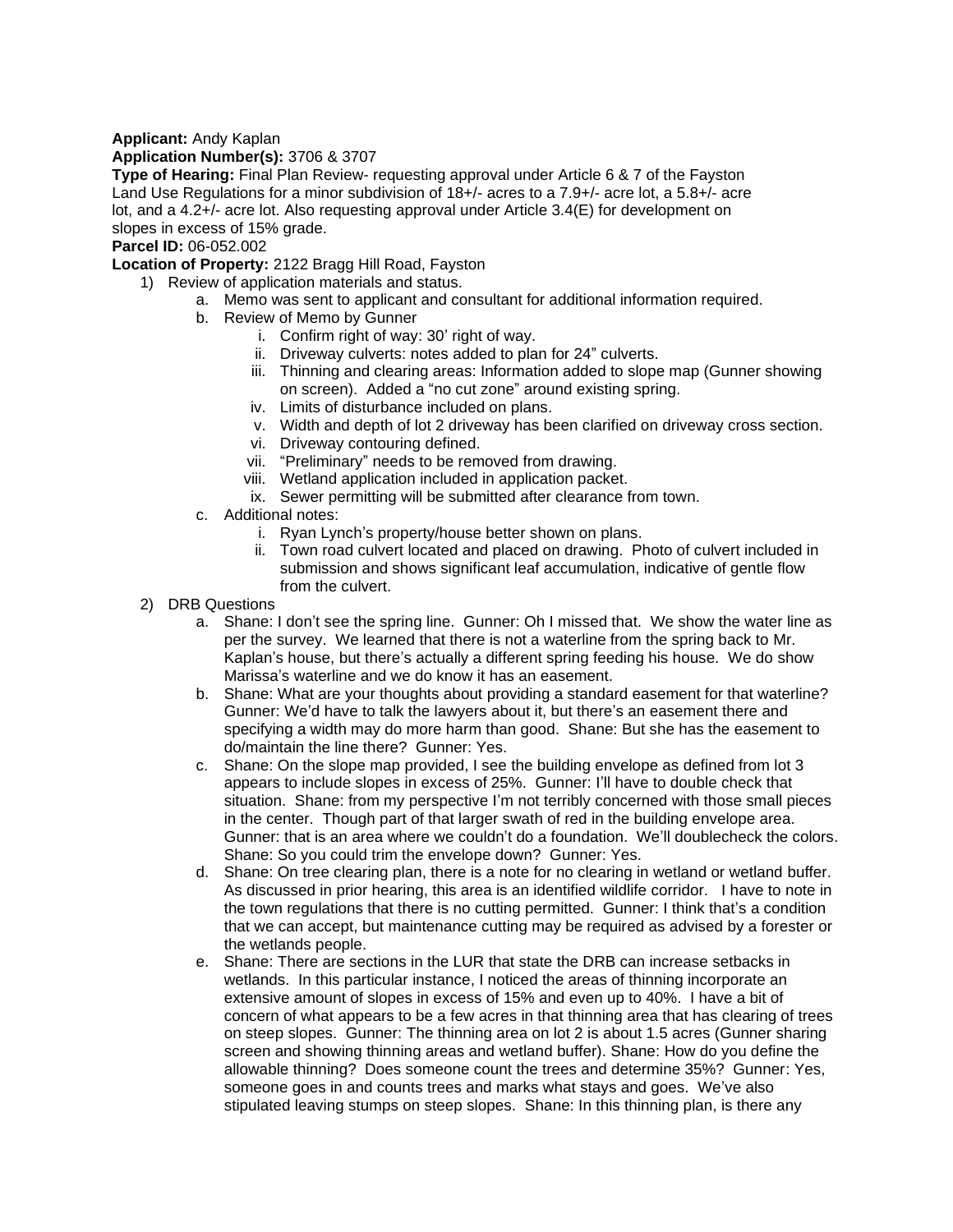**Applicant:** Andy Kaplan
**Application Number(s):** 3706 & 3707
**Type of Hearing:** Final Plan Review- requesting approval under Article 6 & 7 of the Fayston Land Use Regulations for a minor subdivision of 18+/- acres to a 7.9+/- acre lot, a 5.8+/- acre lot, and a 4.2+/- acre lot. Also requesting approval under Article 3.4(E) for development on slopes in excess of 15% grade.
**Parcel ID:** 06-052.002
**Location of Property:** 2122 Bragg Hill Road, Fayston

1) Review of application materials and status.
    a. Memo was sent to applicant and consultant for additional information required.
    b. Review of Memo by Gunner
        i. Confirm right of way: 30' right of way.
        ii. Driveway culverts: notes added to plan for 24" culverts.
        iii. Thinning and clearing areas: Information added to slope map (Gunner showing on screen). Added a "no cut zone" around existing spring.
        iv. Limits of disturbance included on plans.
        v. Width and depth of lot 2 driveway has been clarified on driveway cross section.
        vi. Driveway contouring defined.
        vii. "Preliminary" needs to be removed from drawing.
        viii. Wetland application included in application packet.
        ix. Sewer permitting will be submitted after clearance from town.
    c. Additional notes:
        i. Ryan Lynch's property/house better shown on plans.
        ii. Town road culvert located and placed on drawing. Photo of culvert included in submission and shows significant leaf accumulation, indicative of gentle flow from the culvert.
2) DRB Questions
    a. Shane: I don't see the spring line. Gunner: Oh I missed that. We show the water line as per the survey. We learned that there is not a waterline from the spring back to Mr. Kaplan's house, but there's actually a different spring feeding his house. We do show Marissa's waterline and we do know it has an easement.
    b. Shane: What are your thoughts about providing a standard easement for that waterline? Gunner: We'd have to talk the lawyers about it, but there's an easement there and specifying a width may do more harm than good. Shane: But she has the easement to do/maintain the line there? Gunner: Yes.
    c. Shane: On the slope map provided, I see the building envelope as defined from lot 3 appears to include slopes in excess of 25%. Gunner: I'll have to double check that situation. Shane: from my perspective I'm not terribly concerned with those small pieces in the center. Though part of that larger swath of red in the building envelope area. Gunner: that is an area where we couldn't do a foundation. We'll doublecheck the colors. Shane: So you could trim the envelope down? Gunner: Yes.
    d. Shane: On tree clearing plan, there is a note for no clearing in wetland or wetland buffer. As discussed in prior hearing, this area is an identified wildlife corridor. I have to note in the town regulations that there is no cutting permitted. Gunner: I think that's a condition that we can accept, but maintenance cutting may be required as advised by a forester or the wetlands people.
    e. Shane: There are sections in the LUR that state the DRB can increase setbacks in wetlands. In this particular instance, I noticed the areas of thinning incorporate an extensive amount of slopes in excess of 15% and even up to 40%. I have a bit of concern of what appears to be a few acres in that thinning area that has clearing of trees on steep slopes. Gunner: The thinning area on lot 2 is about 1.5 acres (Gunner sharing screen and showing thinning areas and wetland buffer). Shane: How do you define the allowable thinning? Does someone count the trees and determine 35%? Gunner: Yes, someone goes in and counts trees and marks what stays and goes. We've also stipulated leaving stumps on steep slopes. Shane: In this thinning plan, is there any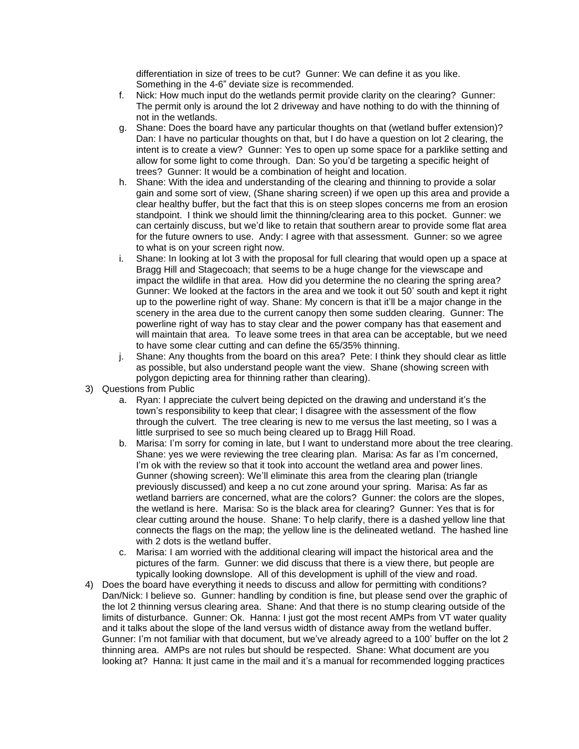differentiation in size of trees to be cut? Gunner: We can define it as you like. Something in the 4-6" deviate size is recommended.

   f. Nick: How much input do the wetlands permit provide clarity on the clearing? Gunner: The permit only is around the lot 2 driveway and have nothing to do with the thinning of not in the wetlands.
   g. Shane: Does the board have any particular thoughts on that (wetland buffer extension)? Dan: I have no particular thoughts on that, but I do have a question on lot 2 clearing, the intent is to create a view? Gunner: Yes to open up some space for a parklike setting and allow for some light to come through. Dan: So you'd be targeting a specific height of trees? Gunner: It would be a combination of height and location.
   h. Shane: With the idea and understanding of the clearing and thinning to provide a solar gain and some sort of view, (Shane sharing screen) if we open up this area and provide a clear healthy buffer, but the fact that this is on steep slopes concerns me from an erosion standpoint. I think we should limit the thinning/clearing area to this pocket. Gunner: we can certainly discuss, but we'd like to retain that southern arear to provide some flat area for the future owners to use. Andy: I agree with that assessment. Gunner: so we agree to what is on your screen right now.
   i. Shane: In looking at lot 3 with the proposal for full clearing that would open up a space at Bragg Hill and Stagecoach; that seems to be a huge change for the viewscape and impact the wildlife in that area. How did you determine the no clearing the spring area? Gunner: We looked at the factors in the area and we took it out 50' south and kept it right up to the powerline right of way. Shane: My concern is that it'll be a major change in the scenery in the area due to the current canopy then some sudden clearing. Gunner: The powerline right of way has to stay clear and the power company has that easement and will maintain that area. To leave some trees in that area can be acceptable, but we need to have some clear cutting and can define the 65/35% thinning.
   j. Shane: Any thoughts from the board on this area? Pete: I think they should clear as little as possible, but also understand people want the view. Shane (showing screen with polygon depicting area for thinning rather than clearing).

3) Questions from Public
   a. Ryan: I appreciate the culvert being depicted on the drawing and understand it's the town's responsibility to keep that clear; I disagree with the assessment of the flow through the culvert. The tree clearing is new to me versus the last meeting, so I was a little surprised to see so much being cleared up to Bragg Hill Road.
   b. Marisa: I'm sorry for coming in late, but I want to understand more about the tree clearing. Shane: yes we were reviewing the tree clearing plan. Marisa: As far as I'm concerned, I'm ok with the review so that it took into account the wetland area and power lines. Gunner (showing screen): We'll eliminate this area from the clearing plan (triangle previously discussed) and keep a no cut zone around your spring. Marisa: As far as wetland barriers are concerned, what are the colors? Gunner: the colors are the slopes, the wetland is here. Marisa: So is the black area for clearing? Gunner: Yes that is for clear cutting around the house. Shane: To help clarify, there is a dashed yellow line that connects the flags on the map; the yellow line is the delineated wetland. The hashed line with 2 dots is the wetland buffer.
   c. Marisa: I am worried with the additional clearing will impact the historical area and the pictures of the farm. Gunner: we did discuss that there is a view there, but people are typically looking downslope. All of this development is uphill of the view and road.

4) Does the board have everything it needs to discuss and allow for permitting with conditions? Dan/Nick: I believe so. Gunner: handling by condition is fine, but please send over the graphic of the lot 2 thinning versus clearing area. Shane: And that there is no stump clearing outside of the limits of disturbance. Gunner: Ok. Hanna: I just got the most recent AMPs from VT water quality and it talks about the slope of the land versus width of distance away from the wetland buffer. Gunner: I'm not familiar with that document, but we've already agreed to a 100' buffer on the lot 2 thinning area. AMPs are not rules but should be respected. Shane: What document are you looking at? Hanna: It just came in the mail and it's a manual for recommended logging practices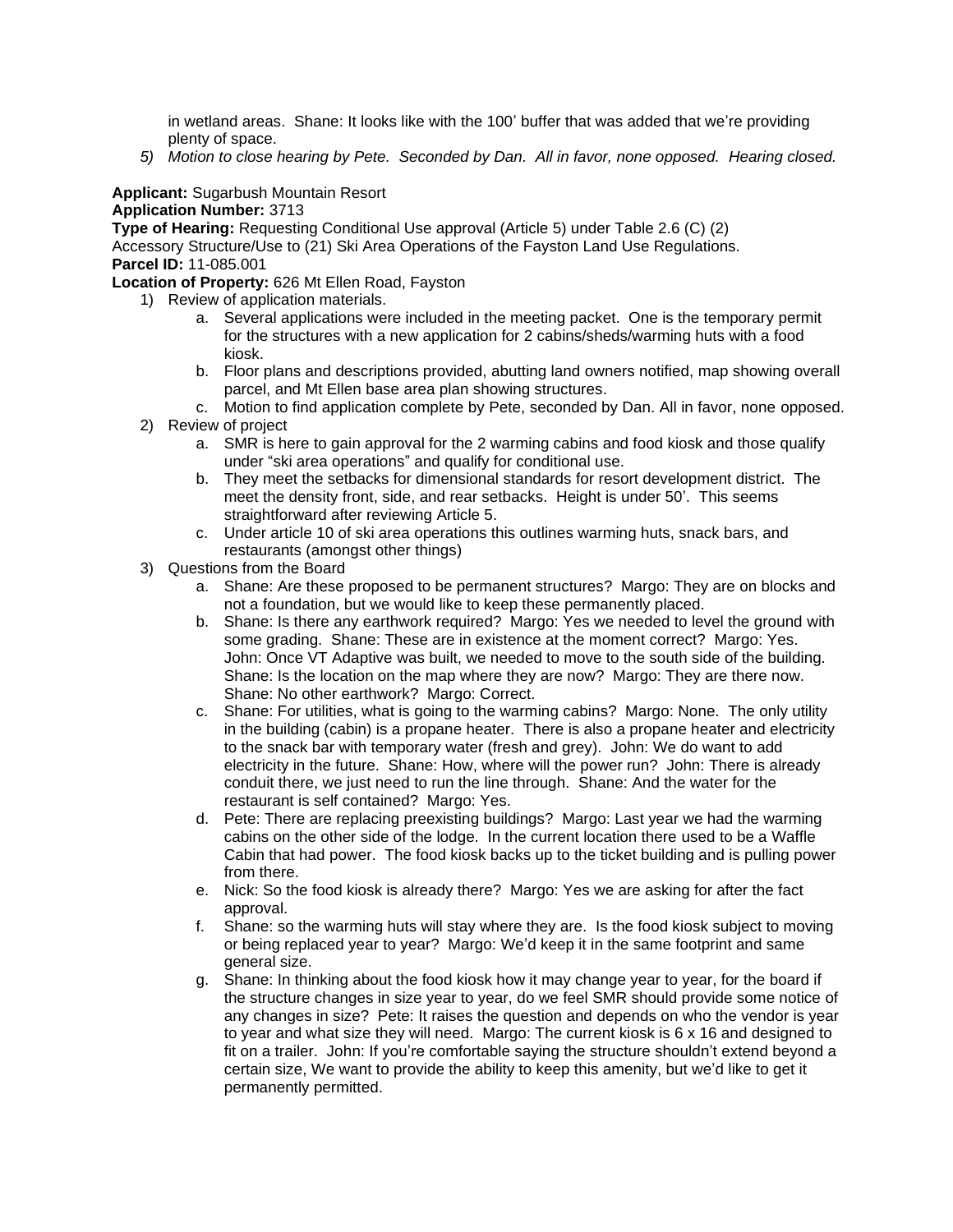in wetland areas. Shane: It looks like with the 100' buffer that was added that we're providing plenty of space.

5) *Motion to close hearing by Pete. Seconded by Dan. All in favor, none opposed. Hearing closed.*

**Applicant:** Sugarbush Mountain Resort
**Application Number:** 3713
**Type of Hearing:** Requesting Conditional Use approval (Article 5) under Table 2.6 (C) (2) Accessory Structure/Use to (21) Ski Area Operations of the Fayston Land Use Regulations.
**Parcel ID:** 11-085.001
**Location of Property:** 626 Mt Ellen Road, Fayston

1) Review of application materials.
   a. Several applications were included in the meeting packet. One is the temporary permit for the structures with a new application for 2 cabins/sheds/warming huts with a food kiosk.
   b. Floor plans and descriptions provided, abutting land owners notified, map showing overall parcel, and Mt Ellen base area plan showing structures.
   c. Motion to find application complete by Pete, seconded by Dan. All in favor, none opposed.
2) Review of project
   a. SMR is here to gain approval for the 2 warming cabins and food kiosk and those qualify under "ski area operations" and qualify for conditional use.
   b. They meet the setbacks for dimensional standards for resort development district. The meet the density front, side, and rear setbacks. Height is under 50'. This seems straightforward after reviewing Article 5.
   c. Under article 10 of ski area operations this outlines warming huts, snack bars, and restaurants (amongst other things)
3) Questions from the Board
   a. Shane: Are these proposed to be permanent structures? Margo: They are on blocks and not a foundation, but we would like to keep these permanently placed.
   b. Shane: Is there any earthwork required? Margo: Yes we needed to level the ground with some grading. Shane: These are in existence at the moment correct? Margo: Yes. John: Once VT Adaptive was built, we needed to move to the south side of the building. Shane: Is the location on the map where they are now? Margo: They are there now. Shane: No other earthwork? Margo: Correct.
   c. Shane: For utilities, what is going to the warming cabins? Margo: None. The only utility in the building (cabin) is a propane heater. There is also a propane heater and electricity to the snack bar with temporary water (fresh and grey). John: We do want to add electricity in the future. Shane: How, where will the power run? John: There is already conduit there, we just need to run the line through. Shane: And the water for the restaurant is self contained? Margo: Yes.
   d. Pete: There are replacing preexisting buildings? Margo: Last year we had the warming cabins on the other side of the lodge. In the current location there used to be a Waffle Cabin that had power. The food kiosk backs up to the ticket building and is pulling power from there.
   e. Nick: So the food kiosk is already there? Margo: Yes we are asking for after the fact approval.
   f. Shane: so the warming huts will stay where they are. Is the food kiosk subject to moving or being replaced year to year? Margo: We'd keep it in the same footprint and same general size.
   g. Shane: In thinking about the food kiosk how it may change year to year, for the board if the structure changes in size year to year, do we feel SMR should provide some notice of any changes in size? Pete: It raises the question and depends on who the vendor is year to year and what size they will need. Margo: The current kiosk is 6 x 16 and designed to fit on a trailer. John: If you're comfortable saying the structure shouldn't extend beyond a certain size, We want to provide the ability to keep this amenity, but we'd like to get it permanently permitted.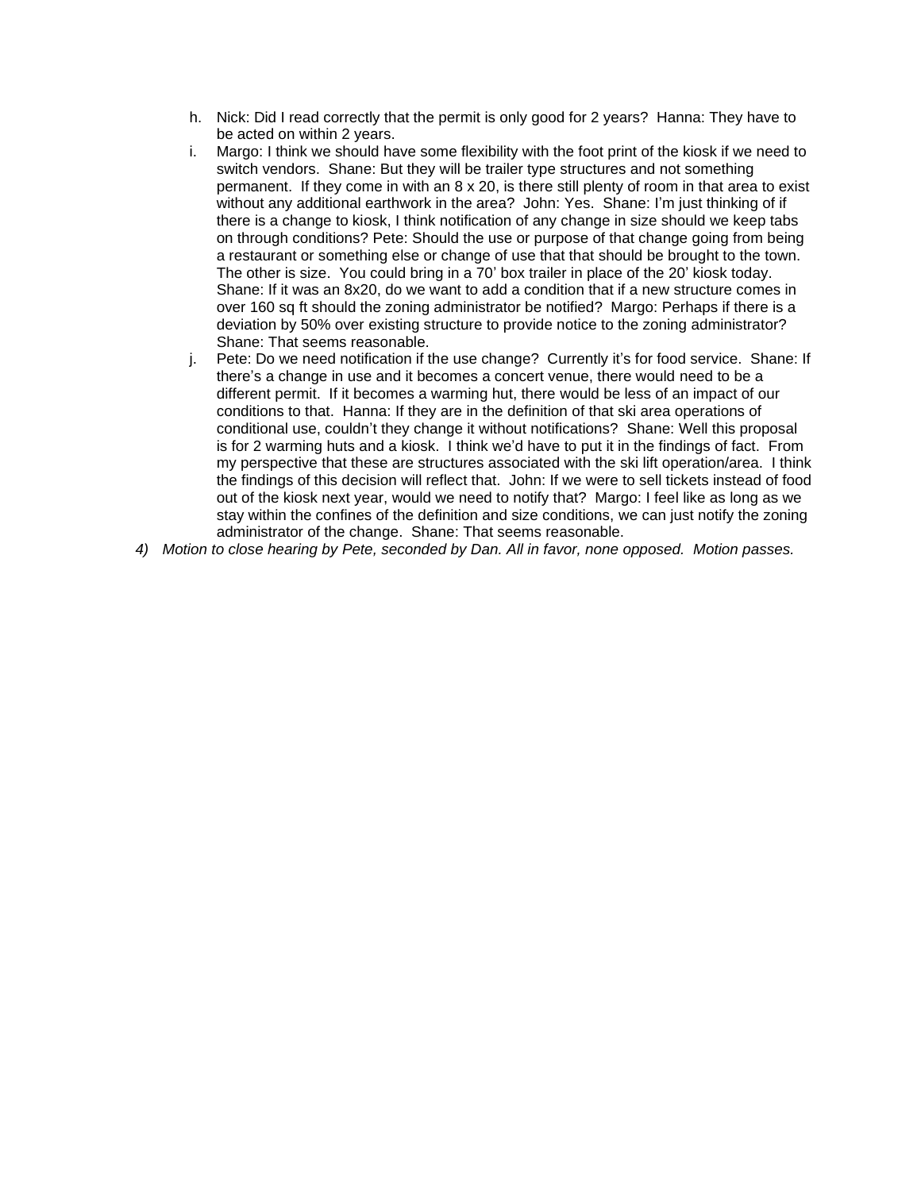h. Nick: Did I read correctly that the permit is only good for 2 years? Hanna: They have to be acted on within 2 years.
i. Margo: I think we should have some flexibility with the foot print of the kiosk if we need to switch vendors. Shane: But they will be trailer type structures and not something permanent. If they come in with an 8 x 20, is there still plenty of room in that area to exist without any additional earthwork in the area? John: Yes. Shane: I'm just thinking of if there is a change to kiosk, I think notification of any change in size should we keep tabs on through conditions? Pete: Should the use or purpose of that change going from being a restaurant or something else or change of use that that should be brought to the town. The other is size. You could bring in a 70' box trailer in place of the 20' kiosk today. Shane: If it was an 8x20, do we want to add a condition that if a new structure comes in over 160 sq ft should the zoning administrator be notified? Margo: Perhaps if there is a deviation by 50% over existing structure to provide notice to the zoning administrator? Shane: That seems reasonable.
j. Pete: Do we need notification if the use change? Currently it's for food service. Shane: If there's a change in use and it becomes a concert venue, there would need to be a different permit. If it becomes a warming hut, there would be less of an impact of our conditions to that. Hanna: If they are in the definition of that ski area operations of conditional use, couldn't they change it without notifications? Shane: Well this proposal is for 2 warming huts and a kiosk. I think we'd have to put it in the findings of fact. From my perspective that these are structures associated with the ski lift operation/area. I think the findings of this decision will reflect that. John: If we were to sell tickets instead of food out of the kiosk next year, would we need to notify that? Margo: I feel like as long as we stay within the confines of the definition and size conditions, we can just notify the zoning administrator of the change. Shane: That seems reasonable.

4) *Motion to close hearing by Pete, seconded by Dan. All in favor, none opposed. Motion passes.*